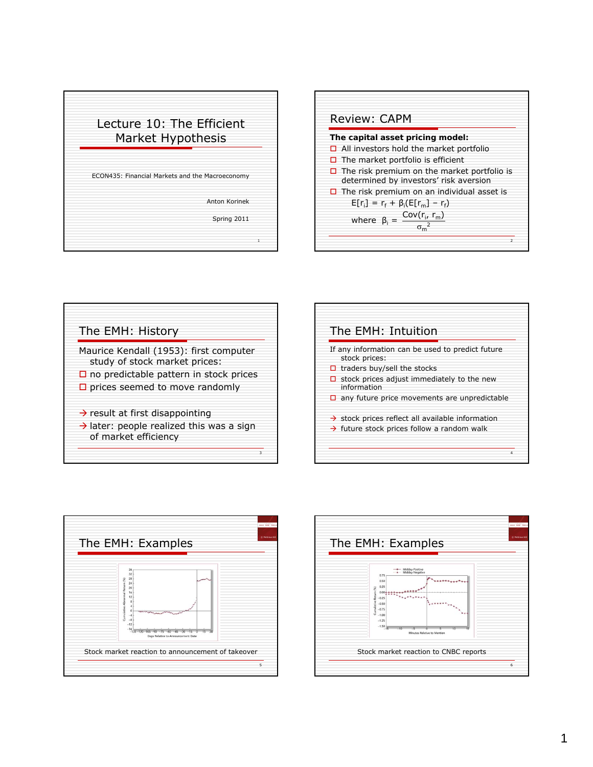# Lecture 10: The Efficient Market Hypothesis

ECON435: Financial Markets and the Macroeconomy

Anton Korinek

Spring 2011

## Review: CAPM

**The capital asset pricing model:**

- All investors hold the market portfolio
- The market portfolio is efficient
- The risk premium on the market portfolio is determined by investors' risk aversion
- The risk premium on an individual asset is

$$E[r_i] = r_f + \beta_i(E[r_m] - r_f)$$

$$\text{where } \beta_i = \frac{Cov(r_i, r_m)}{\sigma_m^2}$$

## The EMH: History

Maurice Kendall (1953): first computer study of stock market prices:

- no predictable pattern in stock prices
- prices seemed to move randomly

→ result at first disappointing

→ later: people realized this was a sign of market efficiency

## The EMH: Intuition

If any information can be used to predict future stock prices:

- traders buy/sell the stocks
- stock prices adjust immediately to the new information
- any future price movements are unpredictable

→ stock prices reflect all available information

→ future stock prices follow a random walk

## The EMH: Examples

Stock market reaction to announcement of takeover

## The EMH: Examples

Stock market reaction to CNBC reports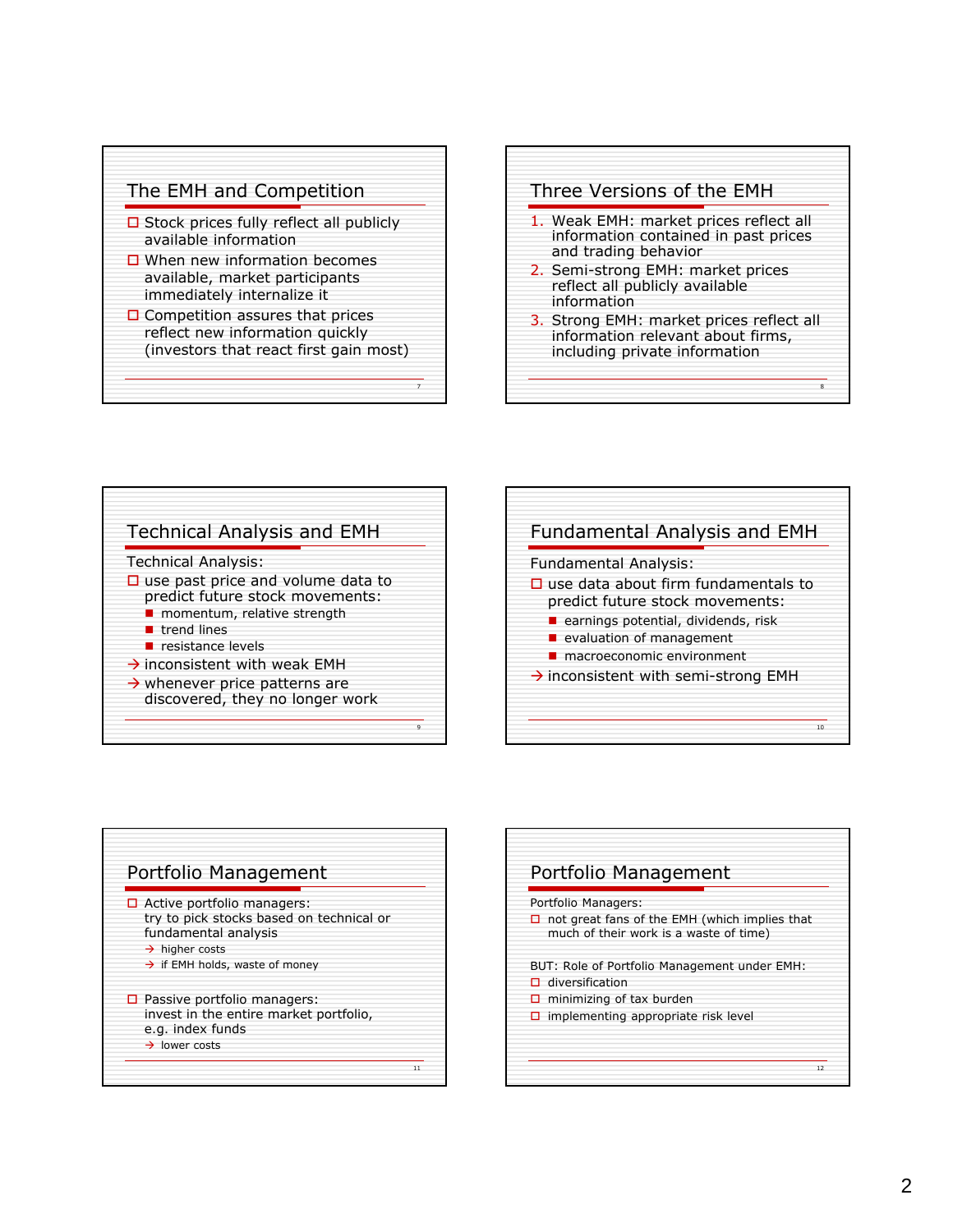## The EMH and Competition

- Stock prices fully reflect all publicly available information
- When new information becomes available, market participants immediately internalize it
- Competition assures that prices reflect new information quickly (investors that react first gain most)

## Three Versions of the EMH

1. Weak EMH: market prices reflect all information contained in past prices and trading behavior
2. Semi-strong EMH: market prices reflect all publicly available information
3. Strong EMH: market prices reflect all information relevant about firms, including private information

## Technical Analysis and EMH

Technical Analysis:

- use past price and volume data to predict future stock movements:
  - momentum, relative strength
  - trend lines
  - resistance levels
- → inconsistent with weak EMH
- → whenever price patterns are discovered, they no longer work

## Fundamental Analysis and EMH

Fundamental Analysis:

- use data about firm fundamentals to predict future stock movements:
  - earnings potential, dividends, risk
  - evaluation of management
  - macroeconomic environment
- → inconsistent with semi-strong EMH

## Portfolio Management

- Active portfolio managers:
  try to pick stocks based on technical or fundamental analysis
  - → higher costs
  - → if EMH holds, waste of money
- Passive portfolio managers:
  invest in the entire market portfolio, e.g. index funds
  - → lower costs

## Portfolio Management

Portfolio Managers:

- not great fans of the EMH (which implies that much of their work is a waste of time)

BUT: Role of Portfolio Management under EMH:

- diversification
- minimizing of tax burden
- implementing appropriate risk level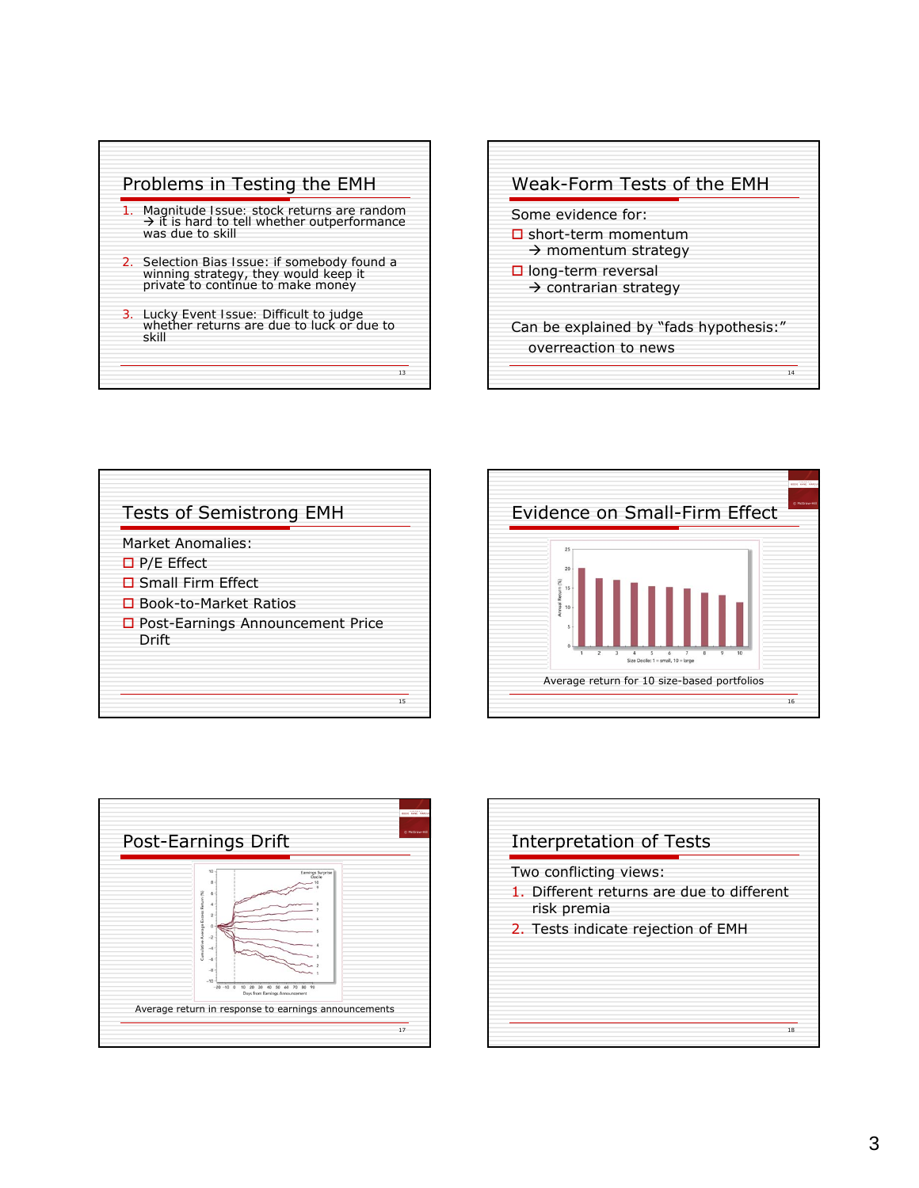## Problems in Testing the EMH

1. Magnitude Issue: stock returns are random → it is hard to tell whether outperformance was due to skill
2. Selection Bias Issue: if somebody found a winning strategy, they would keep it private to continue to make money
3. Lucky Event Issue: Difficult to judge whether returns are due to luck or due to skill

## Weak-Form Tests of the EMH

Some evidence for:

- short-term momentum
  → momentum strategy
- long-term reversal
  → contrarian strategy

Can be explained by "fads hypothesis:" overreaction to news

## Tests of Semistrong EMH

Market Anomalies:

- P/E Effect
- Small Firm Effect
- Book-to-Market Ratios
- Post-Earnings Announcement Price Drift

## Evidence on Small-Firm Effect

Average return for 10 size-based portfolios

## Post-Earnings Drift

Average return in response to earnings announcements

## Interpretation of Tests

Two conflicting views:

1. Different returns are due to different risk premia
2. Tests indicate rejection of EMH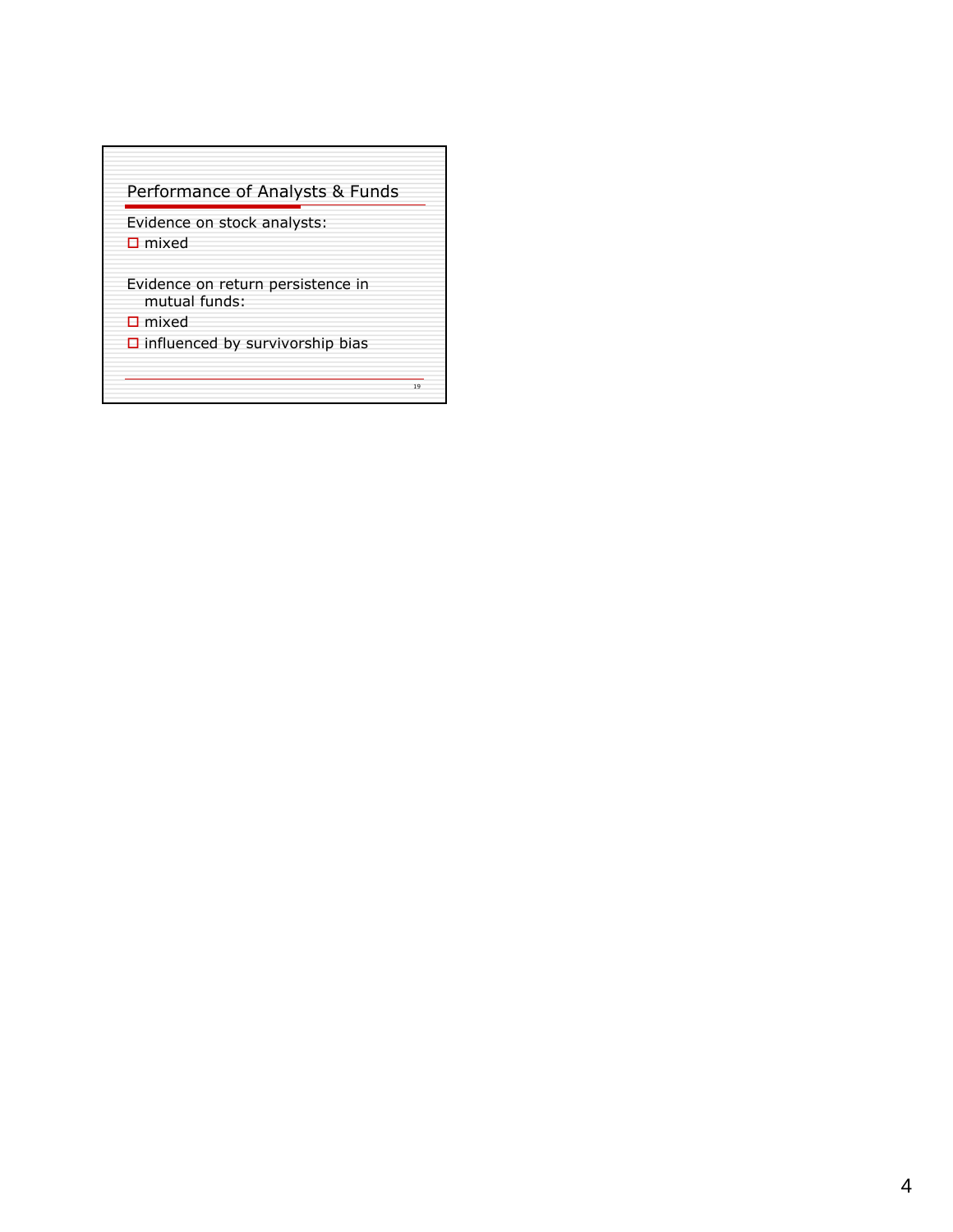## Performance of Analysts & Funds

Evidence on stock analysts:

- mixed

Evidence on return persistence in mutual funds:

- mixed
- influenced by survivorship bias